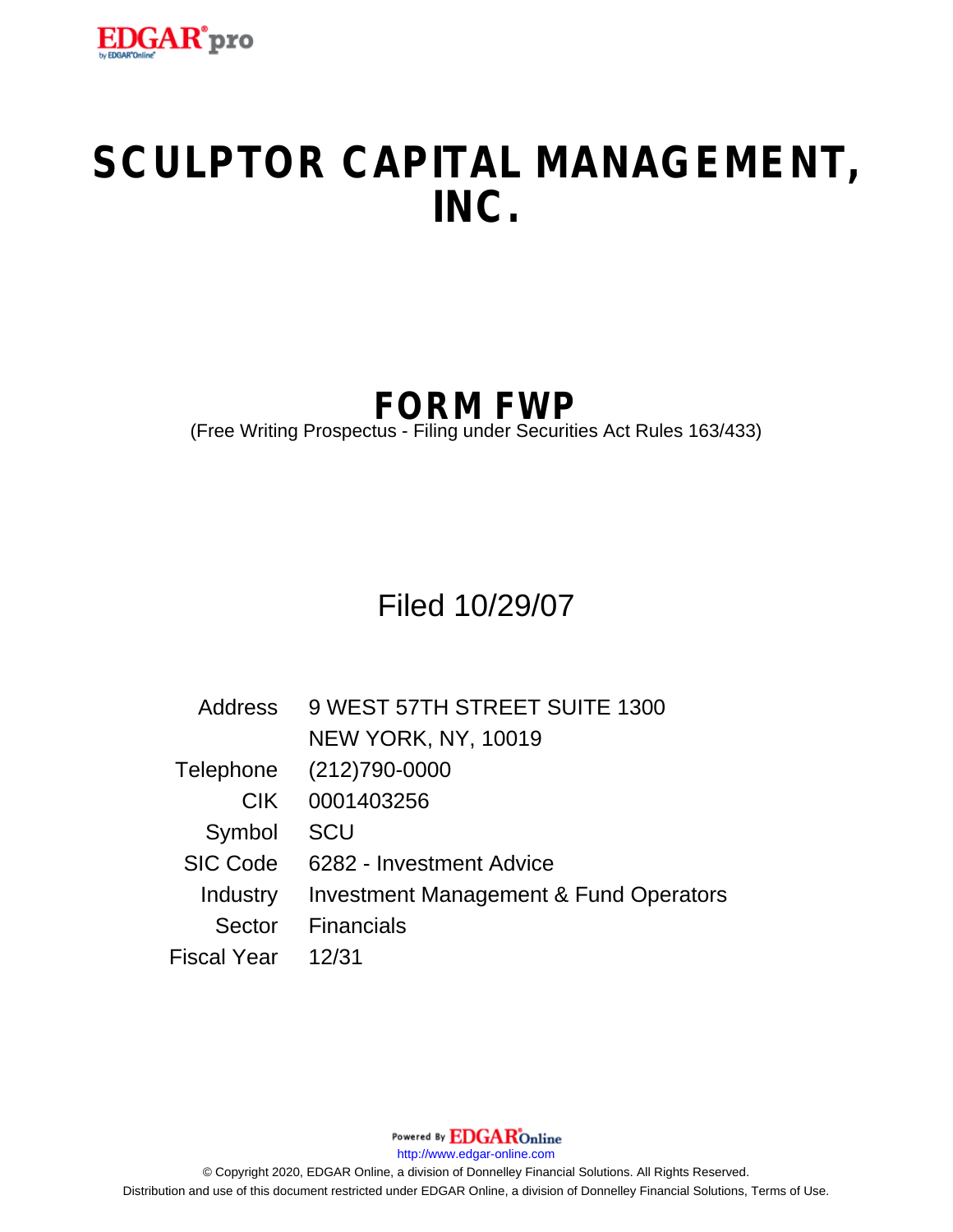# SCULPTOR CAPITAL MANAGEMENT, INC.

## FORM FWP

(Free Writing Prospectus - Filing under Securities Act Rules 163/433)

Filed 10/29/07

| | |
|---|---|
| Address | 9 WEST 57TH STREET SUITE 1300 |
| | NEW YORK, NY, 10019 |
| Telephone | (212)790-0000 |
| CIK | 0001403256 |
| Symbol | SCU |
| SIC Code | 6282 - Investment Advice |
| Industry | Investment Management & Fund Operators |
| Sector | Financials |
| Fiscal Year | 12/31 |

Powered By EDGAR Online

http://www.edgar-online.com

© Copyright 2020, EDGAR Online, a division of Donnelley Financial Solutions. All Rights Reserved.
Distribution and use of this document restricted under EDGAR Online, a division of Donnelley Financial Solutions, Terms of Use.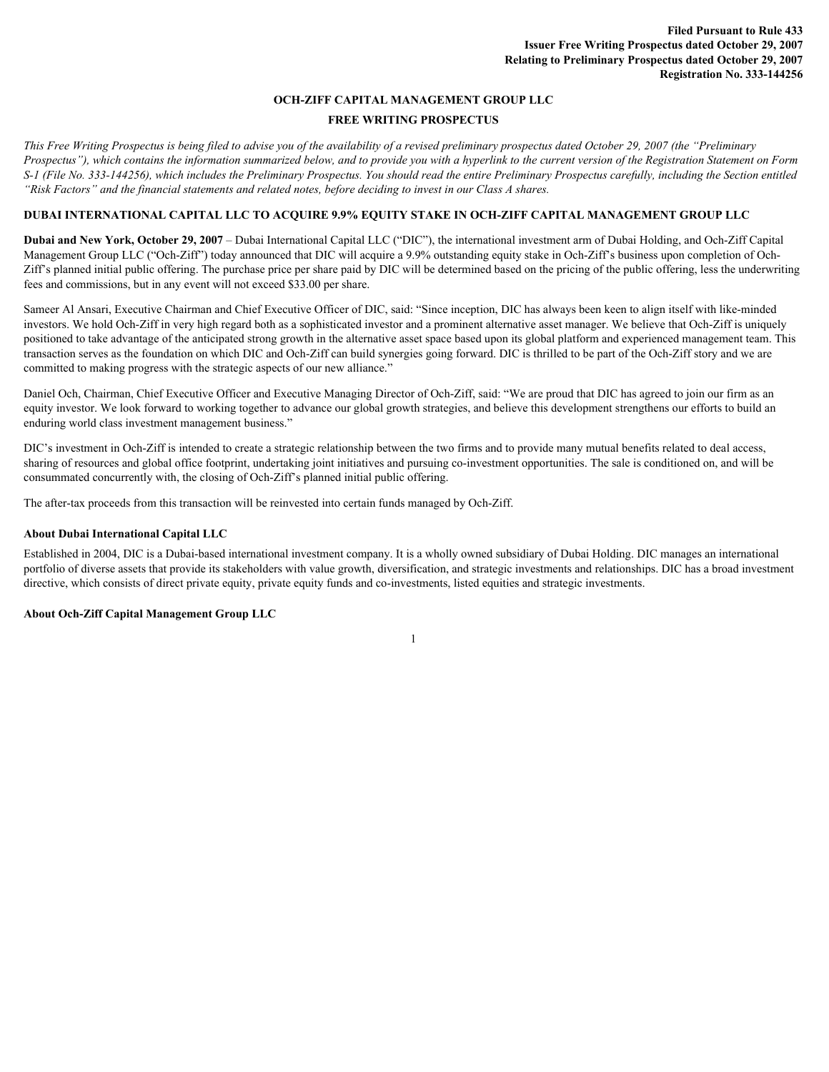**Filed Pursuant to Rule 433**
**Issuer Free Writing Prospectus dated October 29, 2007**
**Relating to Preliminary Prospectus dated October 29, 2007**
**Registration No. 333-144256**

# OCH-ZIFF CAPITAL MANAGEMENT GROUP LLC

## FREE WRITING PROSPECTUS

*This Free Writing Prospectus is being filed to advise you of the availability of a revised preliminary prospectus dated October 29, 2007 (the "Preliminary Prospectus"), which contains the information summarized below, and to provide you with a hyperlink to the current version of the Registration Statement on Form S-1 (File No. 333-144256), which includes the Preliminary Prospectus. You should read the entire Preliminary Prospectus carefully, including the Section entitled "Risk Factors" and the financial statements and related notes, before deciding to invest in our Class A shares.*

### DUBAI INTERNATIONAL CAPITAL LLC TO ACQUIRE 9.9% EQUITY STAKE IN OCH-ZIFF CAPITAL MANAGEMENT GROUP LLC

**Dubai and New York, October 29, 2007** – Dubai International Capital LLC ("DIC"), the international investment arm of Dubai Holding, and Och-Ziff Capital Management Group LLC ("Och-Ziff") today announced that DIC will acquire a 9.9% outstanding equity stake in Och-Ziff's business upon completion of Och-Ziff's planned initial public offering. The purchase price per share paid by DIC will be determined based on the pricing of the public offering, less the underwriting fees and commissions, but in any event will not exceed $33.00 per share.

Sameer Al Ansari, Executive Chairman and Chief Executive Officer of DIC, said: "Since inception, DIC has always been keen to align itself with like-minded investors. We hold Och-Ziff in very high regard both as a sophisticated investor and a prominent alternative asset manager. We believe that Och-Ziff is uniquely positioned to take advantage of the anticipated strong growth in the alternative asset space based upon its global platform and experienced management team. This transaction serves as the foundation on which DIC and Och-Ziff can build synergies going forward. DIC is thrilled to be part of the Och-Ziff story and we are committed to making progress with the strategic aspects of our new alliance."

Daniel Och, Chairman, Chief Executive Officer and Executive Managing Director of Och-Ziff, said: "We are proud that DIC has agreed to join our firm as an equity investor. We look forward to working together to advance our global growth strategies, and believe this development strengthens our efforts to build an enduring world class investment management business."

DIC's investment in Och-Ziff is intended to create a strategic relationship between the two firms and to provide many mutual benefits related to deal access, sharing of resources and global office footprint, undertaking joint initiatives and pursuing co-investment opportunities. The sale is conditioned on, and will be consummated concurrently with, the closing of Och-Ziff's planned initial public offering.

The after-tax proceeds from this transaction will be reinvested into certain funds managed by Och-Ziff.

### About Dubai International Capital LLC

Established in 2004, DIC is a Dubai-based international investment company. It is a wholly owned subsidiary of Dubai Holding. DIC manages an international portfolio of diverse assets that provide its stakeholders with value growth, diversification, and strategic investments and relationships. DIC has a broad investment directive, which consists of direct private equity, private equity funds and co-investments, listed equities and strategic investments.

### About Och-Ziff Capital Management Group LLC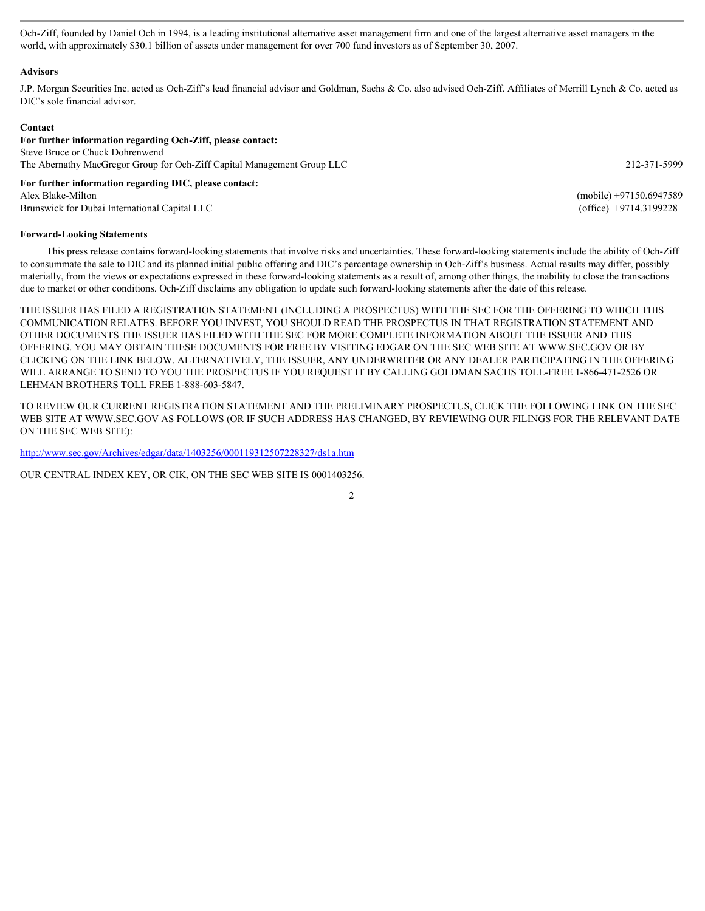Och-Ziff, founded by Daniel Och in 1994, is a leading institutional alternative asset management firm and one of the largest alternative asset managers in the world, with approximately $30.1 billion of assets under management for over 700 fund investors as of September 30, 2007.

**Advisors**

J.P. Morgan Securities Inc. acted as Och-Ziff's lead financial advisor and Goldman, Sachs & Co. also advised Och-Ziff. Affiliates of Merrill Lynch & Co. acted as DIC's sole financial advisor.

**Contact**

**For further information regarding Och-Ziff, please contact:**
Steve Bruce or Chuck Dohrenwend
The Abernathy MacGregor Group for Och-Ziff Capital Management Group LLC 212-371-5999

**For further information regarding DIC, please contact:**
Alex Blake-Milton (mobile) +97150.6947589
Brunswick for Dubai International Capital LLC (office) +9714.3199228

**Forward-Looking Statements**

This press release contains forward-looking statements that involve risks and uncertainties. These forward-looking statements include the ability of Och-Ziff to consummate the sale to DIC and its planned initial public offering and DIC's percentage ownership in Och-Ziff's business. Actual results may differ, possibly materially, from the views or expectations expressed in these forward-looking statements as a result of, among other things, the inability to close the transactions due to market or other conditions. Och-Ziff disclaims any obligation to update such forward-looking statements after the date of this release.

THE ISSUER HAS FILED A REGISTRATION STATEMENT (INCLUDING A PROSPECTUS) WITH THE SEC FOR THE OFFERING TO WHICH THIS COMMUNICATION RELATES. BEFORE YOU INVEST, YOU SHOULD READ THE PROSPECTUS IN THAT REGISTRATION STATEMENT AND OTHER DOCUMENTS THE ISSUER HAS FILED WITH THE SEC FOR MORE COMPLETE INFORMATION ABOUT THE ISSUER AND THIS OFFERING. YOU MAY OBTAIN THESE DOCUMENTS FOR FREE BY VISITING EDGAR ON THE SEC WEB SITE AT WWW.SEC.GOV OR BY CLICKING ON THE LINK BELOW. ALTERNATIVELY, THE ISSUER, ANY UNDERWRITER OR ANY DEALER PARTICIPATING IN THE OFFERING WILL ARRANGE TO SEND TO YOU THE PROSPECTUS IF YOU REQUEST IT BY CALLING GOLDMAN SACHS TOLL-FREE 1-866-471-2526 OR LEHMAN BROTHERS TOLL FREE 1-888-603-5847.

TO REVIEW OUR CURRENT REGISTRATION STATEMENT AND THE PRELIMINARY PROSPECTUS, CLICK THE FOLLOWING LINK ON THE SEC WEB SITE AT WWW.SEC.GOV AS FOLLOWS (OR IF SUCH ADDRESS HAS CHANGED, BY REVIEWING OUR FILINGS FOR THE RELEVANT DATE ON THE SEC WEB SITE):

http://www.sec.gov/Archives/edgar/data/1403256/000119312507228327/ds1a.htm

OUR CENTRAL INDEX KEY, OR CIK, ON THE SEC WEB SITE IS 0001403256.